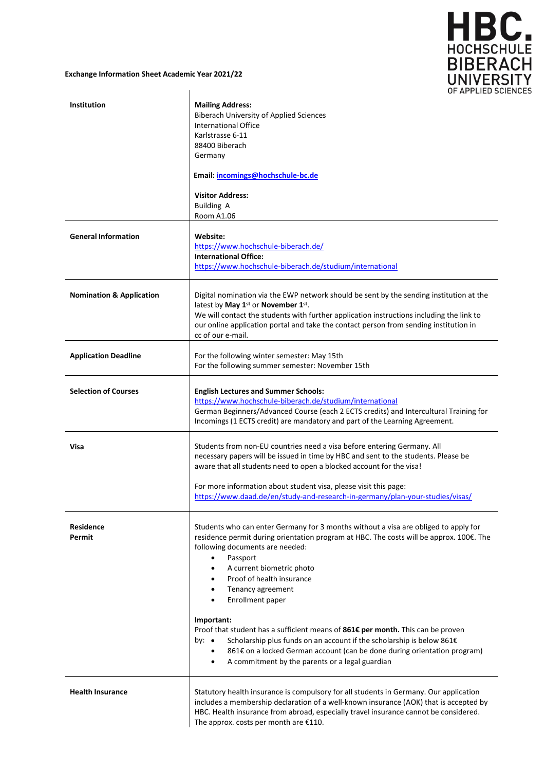**Exchange Information Sheet Academic Year 2021/22**

HBC. HOCHSCHULE BIBERACH UNIVERSITY OF APPLIED SCIENCES

| | |
|---|---|
| **Institution** | **Mailing Address:**<br>Biberach University of Applied Sciences<br>International Office<br>Karlstrasse 6-11<br>88400 Biberach<br>Germany<br><br>**Email: incomings@hochschule-bc.de**<br><br>**Visitor Address:**<br>Building A<br>Room A1.06 |
| **General Information** | **Website:**<br>https://www.hochschule-biberach.de/<br>**International Office:**<br>https://www.hochschule-biberach.de/studium/international |
| **Nomination & Application** | Digital nomination via the EWP network should be sent by the sending institution at the latest by **May 1st** or **November 1st**.<br>We will contact the students with further application instructions including the link to our online application portal and take the contact person from sending institution in cc of our e-mail. |
| **Application Deadline** | For the following winter semester: May 15th<br>For the following summer semester: November 15th |
| **Selection of Courses** | **English Lectures and Summer Schools:**<br>https://www.hochschule-biberach.de/studium/international<br>German Beginners/Advanced Course (each 2 ECTS credits) and Intercultural Training for Incomings (1 ECTS credit) are mandatory and part of the Learning Agreement. |
| **Visa** | Students from non-EU countries need a visa before entering Germany. All necessary papers will be issued in time by HBC and sent to the students. Please be aware that all students need to open a blocked account for the visa!<br><br>For more information about student visa, please visit this page:<br>https://www.daad.de/en/study-and-research-in-germany/plan-your-studies/visas/ |
| **Residence Permit** | Students who can enter Germany for 3 months without a visa are obliged to apply for residence permit during orientation program at HBC. The costs will be approx. 100€. The following documents are needed:<br>• Passport<br>• A current biometric photo<br>• Proof of health insurance<br>• Tenancy agreement<br>• Enrollment paper<br><br>**Important:**<br>Proof that student has a sufficient means of **861€ per month.** This can be proven by:<br>• Scholarship plus funds on an account if the scholarship is below 861€<br>• 861€ on a locked German account (can be done during orientation program)<br>• A commitment by the parents or a legal guardian |
| **Health Insurance** | Statutory health insurance is compulsory for all students in Germany. Our application includes a membership declaration of a well-known insurance (AOK) that is accepted by HBC. Health insurance from abroad, especially travel insurance cannot be considered. The approx. costs per month are €110. |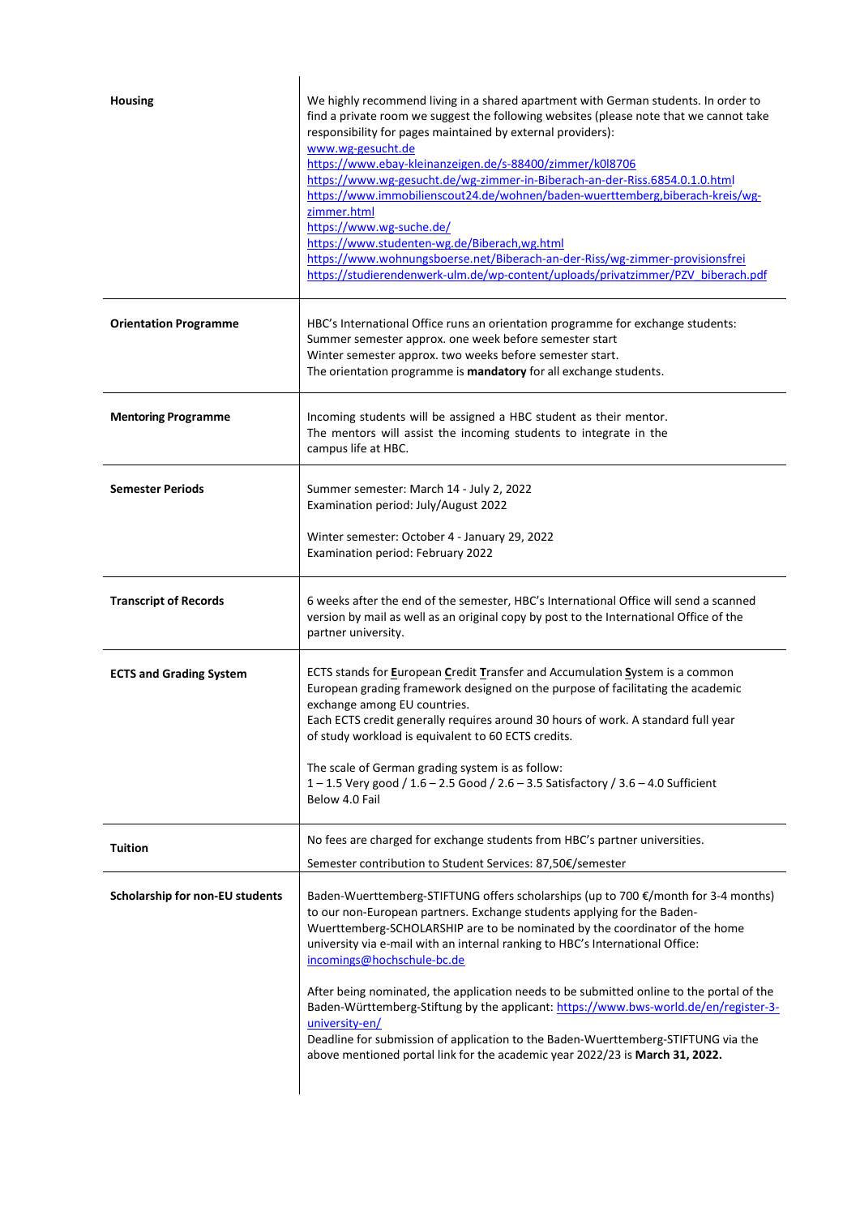| | |
|---|---|
| **Housing** | We highly recommend living in a shared apartment with German students. In order to find a private room we suggest the following websites (please note that we cannot take responsibility for pages maintained by external providers):<br>www.wg-gesucht.de<br>https://www.ebay-kleinanzeigen.de/s-88400/zimmer/k0l8706<br>https://www.wg-gesucht.de/wg-zimmer-in-Biberach-an-der-Riss.6854.0.1.0.html<br>https://www.immobilienscout24.de/wohnen/baden-wuerttemberg,biberach-kreis/wg-zimmer.html<br>https://www.wg-suche.de/<br>https://www.studenten-wg.de/Biberach,wg.html<br>https://www.wohnungsboerse.net/Biberach-an-der-Riss/wg-zimmer-provisionsfrei<br>https://studierendenwerk-ulm.de/wp-content/uploads/privatzimmer/PZV_biberach.pdf |
| **Orientation Programme** | HBC's International Office runs an orientation programme for exchange students:<br>Summer semester approx. one week before semester start<br>Winter semester approx. two weeks before semester start.<br>The orientation programme is **mandatory** for all exchange students. |
| **Mentoring Programme** | Incoming students will be assigned a HBC student as their mentor. The mentors will assist the incoming students to integrate in the campus life at HBC. |
| **Semester Periods** | Summer semester: March 14 - July 2, 2022<br>Examination period: July/August 2022<br><br>Winter semester: October 4 - January 29, 2022<br>Examination period: February 2022 |
| **Transcript of Records** | 6 weeks after the end of the semester, HBC's International Office will send a scanned version by mail as well as an original copy by post to the International Office of the partner university. |
| **ECTS and Grading System** | ECTS stands for **E**uropean **C**redit **T**ransfer and Accumulation **S**ystem is a common European grading framework designed on the purpose of facilitating the academic exchange among EU countries.<br>Each ECTS credit generally requires around 30 hours of work. A standard full year of study workload is equivalent to 60 ECTS credits.<br><br>The scale of German grading system is as follow:<br>1 – 1.5 Very good / 1.6 – 2.5 Good / 2.6 – 3.5 Satisfactory / 3.6 – 4.0 Sufficient<br>Below 4.0 Fail |
| **Tuition** | No fees are charged for exchange students from HBC's partner universities.<br>Semester contribution to Student Services: 87,50€/semester |
| **Scholarship for non-EU students** | Baden-Wuerttemberg-STIFTUNG offers scholarships (up to 700 €/month for 3-4 months) to our non-European partners. Exchange students applying for the Baden-Wuerttemberg-SCHOLARSHIP are to be nominated by the coordinator of the home university via e-mail with an internal ranking to HBC's International Office: incomings@hochschule-bc.de<br><br>After being nominated, the application needs to be submitted online to the portal of the Baden-Württemberg-Stiftung by the applicant: https://www.bws-world.de/en/register-3-university-en/<br>Deadline for submission of application to the Baden-Wuerttemberg-STIFTUNG via the above mentioned portal link for the academic year 2022/23 is **March 31, 2022.** |